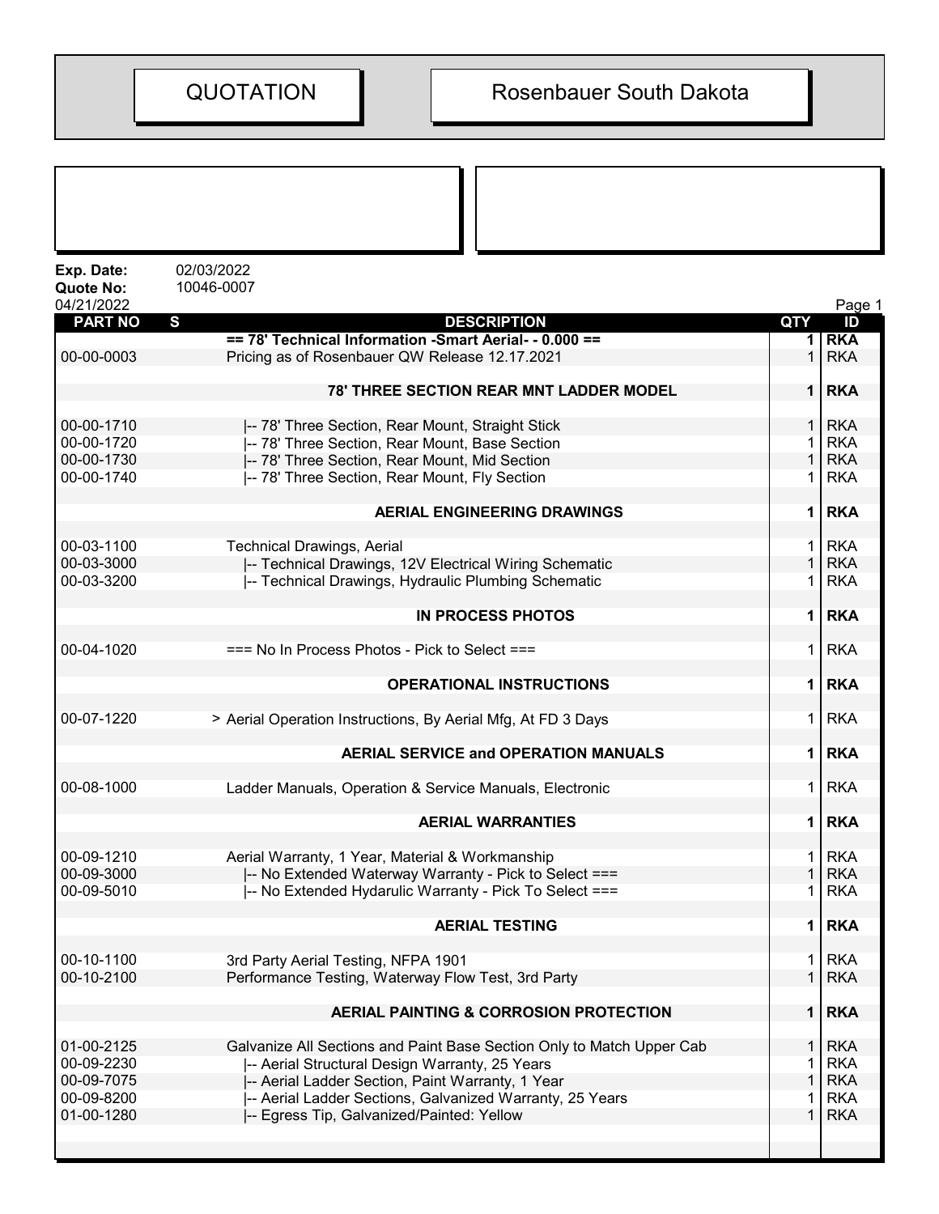# QUOTATION

# Rosenbauer South Dakota

**Exp. Date:** 02/03/2022
**Quote No:** 10046-0007
04/21/2022

| PART NO | S | DESCRIPTION | QTY | ID |
|---|---|---|---|---|
| | | **== 78' Technical Information -Smart Aerial- - 0.000 ==** | **1** | **RKA** |
| 00-00-0003 | | Pricing as of Rosenbauer QW Release 12.17.2021 | 1 | RKA |
| | | **78' THREE SECTION REAR MNT LADDER MODEL** | **1** | **RKA** |
| 00-00-1710 | | \|-- 78' Three Section, Rear Mount, Straight Stick | 1 | RKA |
| 00-00-1720 | | \|-- 78' Three Section, Rear Mount, Base Section | 1 | RKA |
| 00-00-1730 | | \|-- 78' Three Section, Rear Mount, Mid Section | 1 | RKA |
| 00-00-1740 | | \|-- 78' Three Section, Rear Mount, Fly Section | 1 | RKA |
| | | **AERIAL ENGINEERING DRAWINGS** | **1** | **RKA** |
| 00-03-1100 | | Technical Drawings, Aerial | 1 | RKA |
| 00-03-3000 | | \|-- Technical Drawings, 12V Electrical Wiring Schematic | 1 | RKA |
| 00-03-3200 | | \|-- Technical Drawings, Hydraulic Plumbing Schematic | 1 | RKA |
| | | **IN PROCESS PHOTOS** | **1** | **RKA** |
| 00-04-1020 | | === No In Process Photos - Pick to Select === | 1 | RKA |
| | | **OPERATIONAL INSTRUCTIONS** | **1** | **RKA** |
| 00-07-1220 | > | Aerial Operation Instructions, By Aerial Mfg, At FD 3 Days | 1 | RKA |
| | | **AERIAL SERVICE and OPERATION MANUALS** | **1** | **RKA** |
| 00-08-1000 | | Ladder Manuals, Operation & Service Manuals, Electronic | 1 | RKA |
| | | **AERIAL WARRANTIES** | **1** | **RKA** |
| 00-09-1210 | | Aerial Warranty, 1 Year, Material & Workmanship | 1 | RKA |
| 00-09-3000 | | \|-- No Extended Waterway Warranty - Pick to Select === | 1 | RKA |
| 00-09-5010 | | \|-- No Extended Hydarulic Warranty - Pick To Select === | 1 | RKA |
| | | **AERIAL TESTING** | **1** | **RKA** |
| 00-10-1100 | | 3rd Party Aerial Testing, NFPA 1901 | 1 | RKA |
| 00-10-2100 | | Performance Testing, Waterway Flow Test, 3rd Party | 1 | RKA |
| | | **AERIAL PAINTING & CORROSION PROTECTION** | **1** | **RKA** |
| 01-00-2125 | | Galvanize All Sections and Paint Base Section Only to Match Upper Cab | 1 | RKA |
| 00-09-2230 | | \|-- Aerial Structural Design Warranty, 25 Years | 1 | RKA |
| 00-09-7075 | | \|-- Aerial Ladder Section, Paint Warranty, 1 Year | 1 | RKA |
| 00-09-8200 | | \|-- Aerial Ladder Sections, Galvanized Warranty, 25 Years | 1 | RKA |
| 01-00-1280 | | \|-- Egress Tip, Galvanized/Painted: Yellow | 1 | RKA |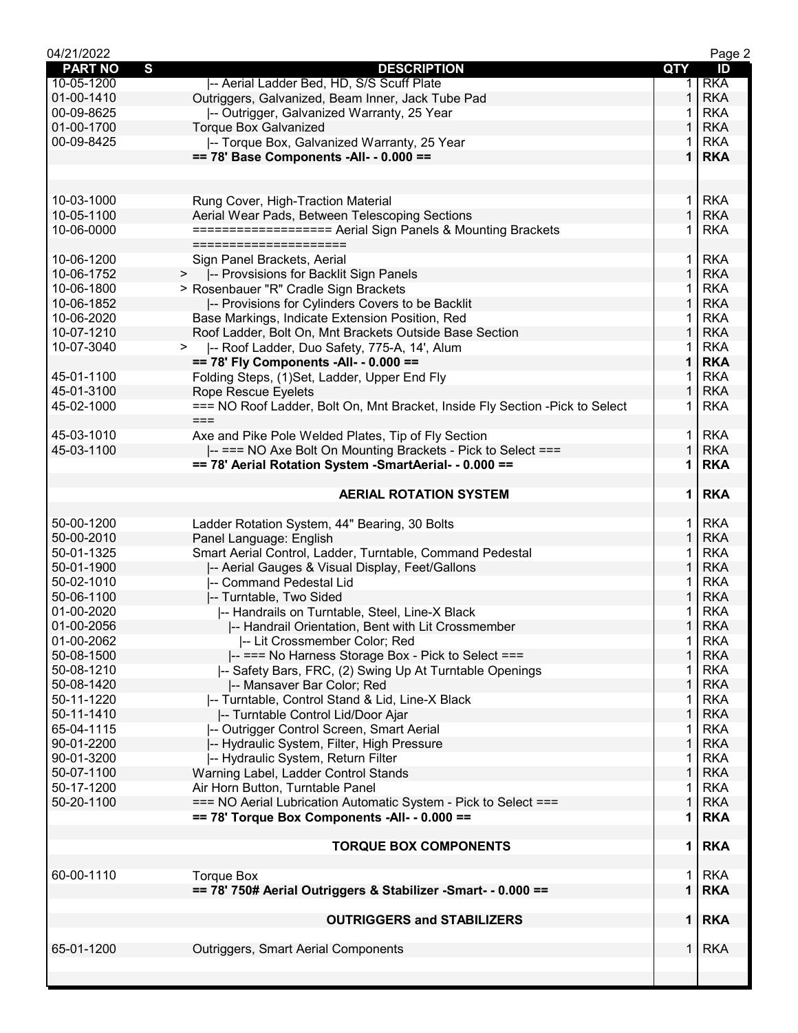| PART NO | S | DESCRIPTION | QTY | ID |
|---|---|---|---|---|
| 10-05-1200 | | \|-- Aerial Ladder Bed, HD, S/S Scuff Plate | 1 | RKA |
| 01-00-1410 | | Outriggers, Galvanized, Beam Inner, Jack Tube Pad | 1 | RKA |
| 00-09-8625 | | \|-- Outrigger, Galvanized Warranty, 25 Year | 1 | RKA |
| 01-00-1700 | | Torque Box Galvanized | 1 | RKA |
| 00-09-8425 | | \|-- Torque Box, Galvanized Warranty, 25 Year | 1 | RKA |
| | | **== 78' Base Components -All- - 0.000 ==** | **1** | **RKA** |
| | | | | |
| | | | | |
| 10-03-1000 | | Rung Cover, High-Traction Material | 1 | RKA |
| 10-05-1100 | | Aerial Wear Pads, Between Telescoping Sections | 1 | RKA |
| 10-06-0000 | | ================== Aerial Sign Panels & Mounting Brackets ==================== | 1 | RKA |
| 10-06-1200 | | Sign Panel Brackets, Aerial | 1 | RKA |
| 10-06-1752 | > | \|-- Provsisions for Backlit Sign Panels | 1 | RKA |
| 10-06-1800 | > | Rosenbauer "R" Cradle Sign Brackets | 1 | RKA |
| 10-06-1852 | | \|-- Provisions for Cylinders Covers to be Backlit | 1 | RKA |
| 10-06-2020 | | Base Markings, Indicate Extension Position, Red | 1 | RKA |
| 10-07-1210 | | Roof Ladder, Bolt On, Mnt Brackets Outside Base Section | 1 | RKA |
| 10-07-3040 | > | \|-- Roof Ladder, Duo Safety, 775-A, 14', Alum | 1 | RKA |
| | | **== 78' Fly Components -All- - 0.000 ==** | **1** | **RKA** |
| 45-01-1100 | | Folding Steps, (1)Set, Ladder, Upper End Fly | 1 | RKA |
| 45-01-3100 | | Rope Rescue Eyelets | 1 | RKA |
| 45-02-1000 | | === NO Roof Ladder, Bolt On, Mnt Bracket, Inside Fly Section -Pick to Select === | 1 | RKA |
| 45-03-1010 | | Axe and Pike Pole Welded Plates, Tip of Fly Section | 1 | RKA |
| 45-03-1100 | | \|-- === NO Axe Bolt On Mounting Brackets - Pick to Select === | 1 | RKA |
| | | **== 78' Aerial Rotation System -SmartAerial- - 0.000 ==** | **1** | **RKA** |
| | | | | |
| | | **AERIAL ROTATION SYSTEM** | **1** | **RKA** |
| | | | | |
| 50-00-1200 | | Ladder Rotation System, 44" Bearing, 30 Bolts | 1 | RKA |
| 50-00-2010 | | Panel Language: English | 1 | RKA |
| 50-01-1325 | | Smart Aerial Control, Ladder, Turntable, Command Pedestal | 1 | RKA |
| 50-01-1900 | | \|-- Aerial Gauges & Visual Display, Feet/Gallons | 1 | RKA |
| 50-02-1010 | | \|-- Command Pedestal Lid | 1 | RKA |
| 50-06-1100 | | \|-- Turntable, Two Sided | 1 | RKA |
| 01-00-2020 | | \|-- Handrails on Turntable, Steel, Line-X Black | 1 | RKA |
| 01-00-2056 | | \|-- Handrail Orientation, Bent with Lit Crossmember | 1 | RKA |
| 01-00-2062 | | \|-- Lit Crossmember Color; Red | 1 | RKA |
| 50-08-1500 | | \|-- === No Harness Storage Box - Pick to Select === | 1 | RKA |
| 50-08-1210 | | \|-- Safety Bars, FRC, (2) Swing Up At Turntable Openings | 1 | RKA |
| 50-08-1420 | | \|-- Mansaver Bar Color; Red | 1 | RKA |
| 50-11-1220 | | \|-- Turntable, Control Stand & Lid, Line-X Black | 1 | RKA |
| 50-11-1410 | | \|-- Turntable Control Lid/Door Ajar | 1 | RKA |
| 65-04-1115 | | \|-- Outrigger Control Screen, Smart Aerial | 1 | RKA |
| 90-01-2200 | | \|-- Hydraulic System, Filter, High Pressure | 1 | RKA |
| 90-01-3200 | | \|-- Hydraulic System, Return Filter | 1 | RKA |
| 50-07-1100 | | Warning Label, Ladder Control Stands | 1 | RKA |
| 50-17-1200 | | Air Horn Button, Turntable Panel | 1 | RKA |
| 50-20-1100 | | === NO Aerial Lubrication Automatic System - Pick to Select === | 1 | RKA |
| | | **== 78' Torque Box Components -All- - 0.000 ==** | **1** | **RKA** |
| | | | | |
| | | **TORQUE BOX COMPONENTS** | **1** | **RKA** |
| | | | | |
| 60-00-1110 | | Torque Box | 1 | RKA |
| | | **== 78' 750# Aerial Outriggers & Stabilizer -Smart- - 0.000 ==** | **1** | **RKA** |
| | | | | |
| | | **OUTRIGGERS and STABILIZERS** | **1** | **RKA** |
| | | | | |
| 65-01-1200 | | Outriggers, Smart Aerial Components | 1 | RKA |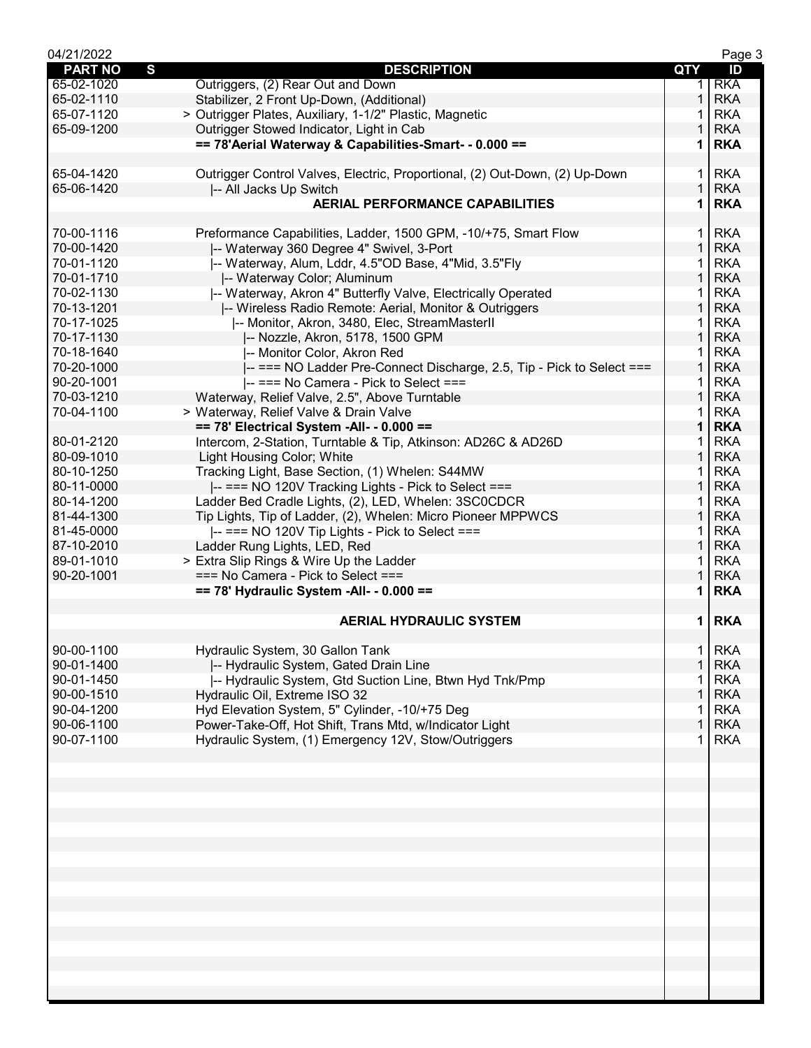| PART NO | S | DESCRIPTION | QTY | ID |
|---|---|---|---|---|
| 65-02-1020 | | Outriggers, (2) Rear Out and Down | 1 | RKA |
| 65-02-1110 | | Stabilizer, 2 Front Up-Down, (Additional) | 1 | RKA |
| 65-07-1120 | | > Outrigger Plates, Auxiliary, 1-1/2" Plastic, Magnetic | 1 | RKA |
| 65-09-1200 | | Outrigger Stowed Indicator, Light in Cab | 1 | RKA |
| | | **== 78'Aerial Waterway & Capabilities-Smart- - 0.000 ==** | **1** | **RKA** |
| | | | | |
| 65-04-1420 | | Outrigger Control Valves, Electric, Proportional, (2) Out-Down, (2) Up-Down | 1 | RKA |
| 65-06-1420 | | \|-- All Jacks Up Switch | 1 | RKA |
| | | **AERIAL PERFORMANCE CAPABILITIES** | **1** | **RKA** |
| | | | | |
| 70-00-1116 | | Preformance Capabilities, Ladder, 1500 GPM, -10/+75, Smart Flow | 1 | RKA |
| 70-00-1420 | | \|-- Waterway 360 Degree 4" Swivel, 3-Port | 1 | RKA |
| 70-01-1120 | | \|-- Waterway, Alum, Lddr, 4.5"OD Base, 4"Mid, 3.5"Fly | 1 | RKA |
| 70-01-1710 | | \|-- Waterway Color; Aluminum | 1 | RKA |
| 70-02-1130 | | \|-- Waterway, Akron 4" Butterfly Valve, Electrically Operated | 1 | RKA |
| 70-13-1201 | | \|-- Wireless Radio Remote: Aerial, Monitor & Outriggers | 1 | RKA |
| 70-17-1025 | | \|-- Monitor, Akron, 3480, Elec, StreamMasterII | 1 | RKA |
| 70-17-1130 | | \|-- Nozzle, Akron, 5178, 1500 GPM | 1 | RKA |
| 70-18-1640 | | \|-- Monitor Color, Akron Red | 1 | RKA |
| 70-20-1000 | | \|-- === NO Ladder Pre-Connect Discharge, 2.5, Tip - Pick to Select === | 1 | RKA |
| 90-20-1001 | | \|-- === No Camera - Pick to Select === | 1 | RKA |
| 70-03-1210 | | Waterway, Relief Valve, 2.5", Above Turntable | 1 | RKA |
| 70-04-1100 | | > Waterway, Relief Valve & Drain Valve | 1 | RKA |
| | | **== 78' Electrical System -All- - 0.000 ==** | **1** | **RKA** |
| 80-01-2120 | | Intercom, 2-Station, Turntable & Tip, Atkinson: AD26C & AD26D | 1 | RKA |
| 80-09-1010 | | Light Housing Color; White | 1 | RKA |
| 80-10-1250 | | Tracking Light, Base Section, (1) Whelen: S44MW | 1 | RKA |
| 80-11-0000 | | \|-- === NO 120V Tracking Lights - Pick to Select === | 1 | RKA |
| 80-14-1200 | | Ladder Bed Cradle Lights, (2), LED, Whelen: 3SC0CDCR | 1 | RKA |
| 81-44-1300 | | Tip Lights, Tip of Ladder, (2), Whelen: Micro Pioneer MPPWCS | 1 | RKA |
| 81-45-0000 | | \|-- === NO 120V Tip Lights - Pick to Select === | 1 | RKA |
| 87-10-2010 | | Ladder Rung Lights, LED, Red | 1 | RKA |
| 89-01-1010 | | > Extra Slip Rings & Wire Up the Ladder | 1 | RKA |
| 90-20-1001 | | === No Camera - Pick to Select === | 1 | RKA |
| | | **== 78' Hydraulic System -All- - 0.000 ==** | **1** | **RKA** |
| | | | | |
| | | **AERIAL HYDRAULIC SYSTEM** | **1** | **RKA** |
| | | | | |
| 90-00-1100 | | Hydraulic System, 30 Gallon Tank | 1 | RKA |
| 90-01-1400 | | \|-- Hydraulic System, Gated Drain Line | 1 | RKA |
| 90-01-1450 | | \|-- Hydraulic System, Gtd Suction Line, Btwn Hyd Tnk/Pmp | 1 | RKA |
| 90-00-1510 | | Hydraulic Oil, Extreme ISO 32 | 1 | RKA |
| 90-04-1200 | | Hyd Elevation System, 5" Cylinder, -10/+75 Deg | 1 | RKA |
| 90-06-1100 | | Power-Take-Off, Hot Shift, Trans Mtd, w/Indicator Light | 1 | RKA |
| 90-07-1100 | | Hydraulic System, (1) Emergency 12V, Stow/Outriggers | 1 | RKA |